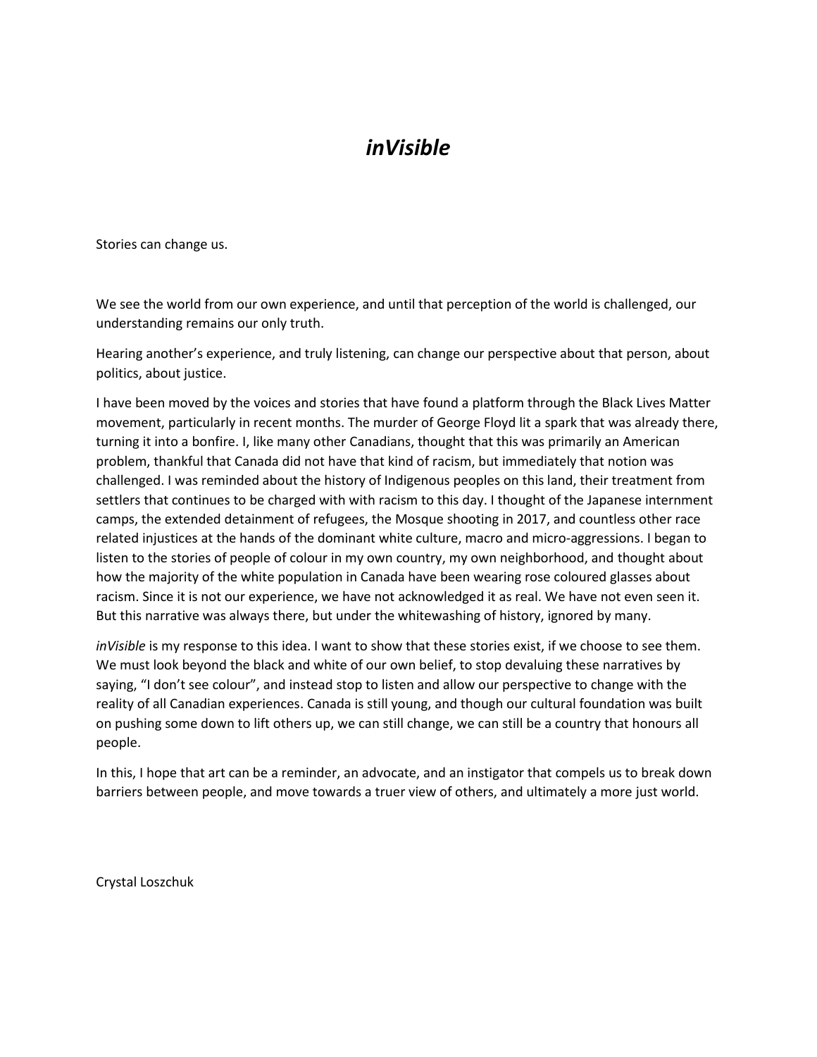# *inVisible*

Stories can change us.

We see the world from our own experience, and until that perception of the world is challenged, our understanding remains our only truth.

Hearing another's experience, and truly listening, can change our perspective about that person, about politics, about justice.

I have been moved by the voices and stories that have found a platform through the Black Lives Matter movement, particularly in recent months. The murder of George Floyd lit a spark that was already there, turning it into a bonfire. I, like many other Canadians, thought that this was primarily an American problem, thankful that Canada did not have that kind of racism, but immediately that notion was challenged. I was reminded about the history of Indigenous peoples on this land, their treatment from settlers that continues to be charged with with racism to this day. I thought of the Japanese internment camps, the extended detainment of refugees, the Mosque shooting in 2017, and countless other race related injustices at the hands of the dominant white culture, macro and micro-aggressions. I began to listen to the stories of people of colour in my own country, my own neighborhood, and thought about how the majority of the white population in Canada have been wearing rose coloured glasses about racism. Since it is not our experience, we have not acknowledged it as real. We have not even seen it. But this narrative was always there, but under the whitewashing of history, ignored by many.

*inVisible* is my response to this idea. I want to show that these stories exist, if we choose to see them. We must look beyond the black and white of our own belief, to stop devaluing these narratives by saying, "I don't see colour", and instead stop to listen and allow our perspective to change with the reality of all Canadian experiences. Canada is still young, and though our cultural foundation was built on pushing some down to lift others up, we can still change, we can still be a country that honours all people.

In this, I hope that art can be a reminder, an advocate, and an instigator that compels us to break down barriers between people, and move towards a truer view of others, and ultimately a more just world.

Crystal Loszchuk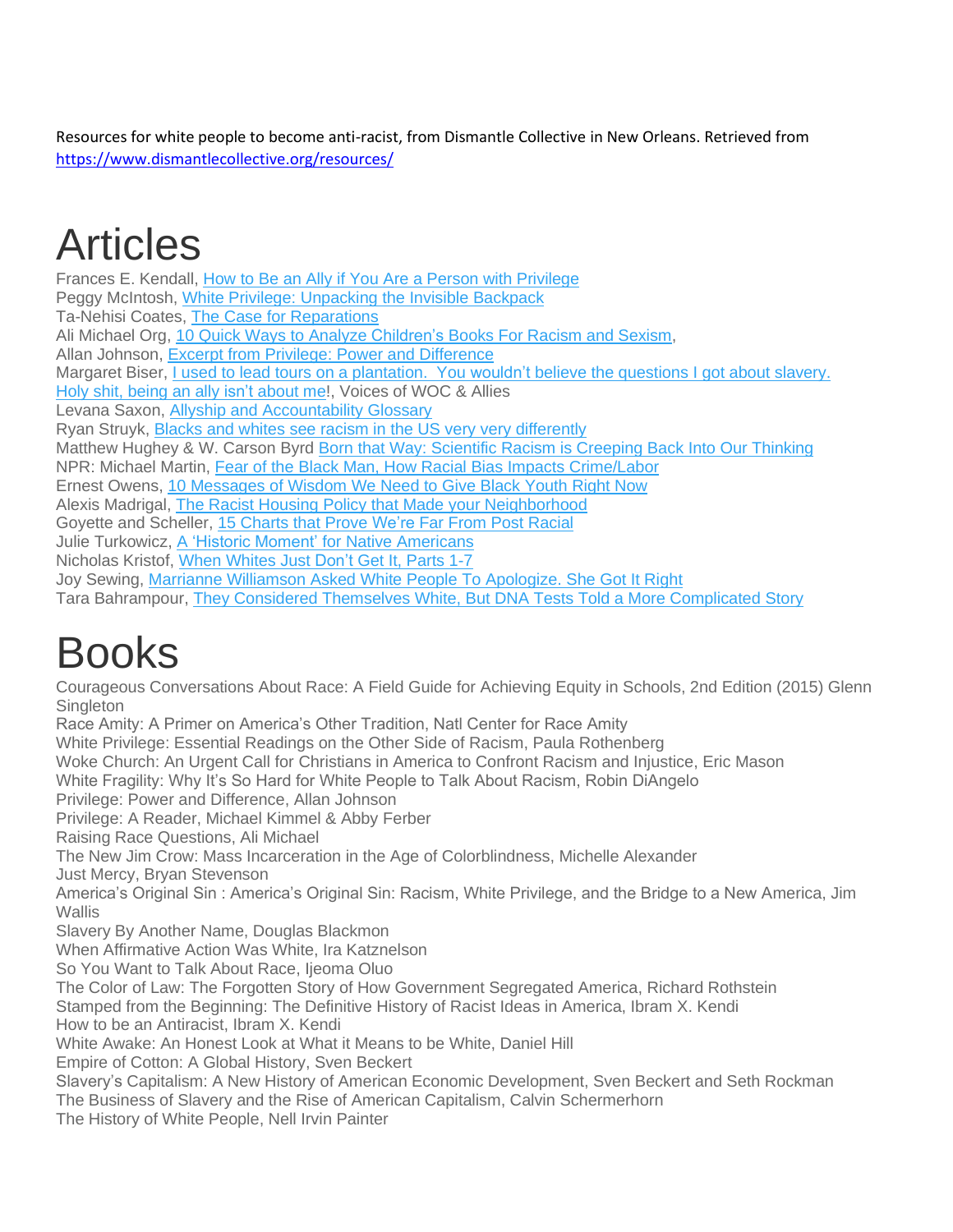Resources for white people to become anti-racist, from Dismantle Collective in New Orleans. Retrieved from https://www.dismantlecollective.org/resources/

# Articles

Frances E. Kendall, How to Be an Ally if You Are a Person with Privilege
Peggy McIntosh, White Privilege: Unpacking the Invisible Backpack
Ta-Nehisi Coates, The Case for Reparations
Ali Michael Org, 10 Quick Ways to Analyze Children's Books For Racism and Sexism,
Allan Johnson, Excerpt from Privilege: Power and Difference
Margaret Biser, I used to lead tours on a plantation. You wouldn't believe the questions I got about slavery.
Holy shit, being an ally isn't about me!, Voices of WOC & Allies
Levana Saxon, Allyship and Accountability Glossary
Ryan Struyk, Blacks and whites see racism in the US very very differently
Matthew Hughey & W. Carson Byrd Born that Way: Scientific Racism is Creeping Back Into Our Thinking
NPR: Michael Martin, Fear of the Black Man, How Racial Bias Impacts Crime/Labor
Ernest Owens, 10 Messages of Wisdom We Need to Give Black Youth Right Now
Alexis Madrigal, The Racist Housing Policy that Made your Neighborhood
Goyette and Scheller, 15 Charts that Prove We're Far From Post Racial
Julie Turkowicz, A 'Historic Moment' for Native Americans
Nicholas Kristof, When Whites Just Don't Get It, Parts 1-7
Joy Sewing, Marrianne Williamson Asked White People To Apologize. She Got It Right
Tara Bahrampour, They Considered Themselves White, But DNA Tests Told a More Complicated Story

# Books

Courageous Conversations About Race: A Field Guide for Achieving Equity in Schools, 2nd Edition (2015) Glenn Singleton
Race Amity: A Primer on America's Other Tradition, Natl Center for Race Amity
White Privilege: Essential Readings on the Other Side of Racism, Paula Rothenberg
Woke Church: An Urgent Call for Christians in America to Confront Racism and Injustice, Eric Mason
White Fragility: Why It's So Hard for White People to Talk About Racism, Robin DiAngelo
Privilege: Power and Difference, Allan Johnson
Privilege: A Reader, Michael Kimmel & Abby Ferber
Raising Race Questions, Ali Michael
The New Jim Crow: Mass Incarceration in the Age of Colorblindness, Michelle Alexander
Just Mercy, Bryan Stevenson
America's Original Sin : America's Original Sin: Racism, White Privilege, and the Bridge to a New America, Jim Wallis
Slavery By Another Name, Douglas Blackmon
When Affirmative Action Was White, Ira Katznelson
So You Want to Talk About Race, Ijeoma Oluo
The Color of Law: The Forgotten Story of How Government Segregated America, Richard Rothstein
Stamped from the Beginning: The Definitive History of Racist Ideas in America, Ibram X. Kendi
How to be an Antiracist, Ibram X. Kendi
White Awake: An Honest Look at What it Means to be White, Daniel Hill
Empire of Cotton: A Global History, Sven Beckert
Slavery's Capitalism: A New History of American Economic Development, Sven Beckert and Seth Rockman
The Business of Slavery and the Rise of American Capitalism, Calvin Schermerhorn
The History of White People, Nell Irvin Painter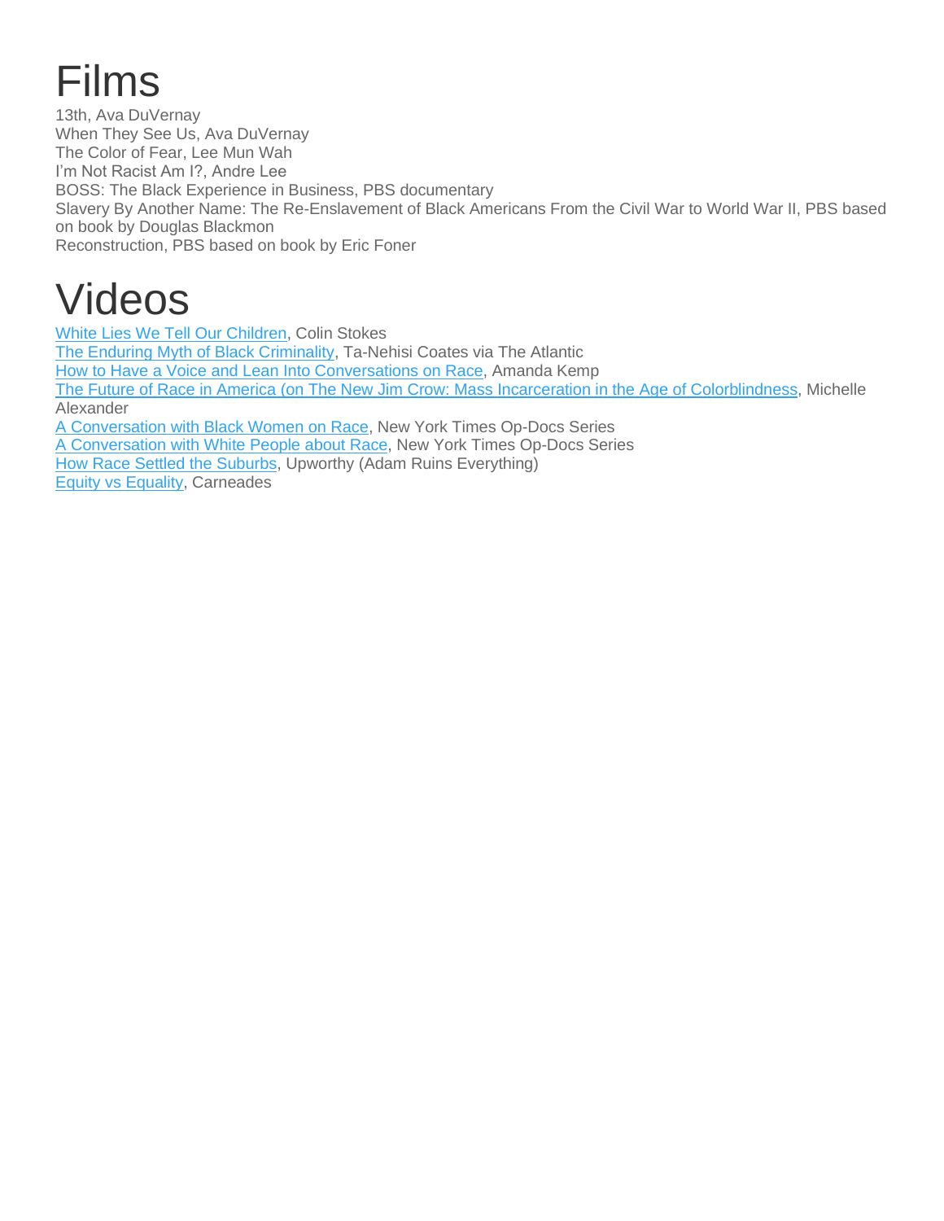# Films

13th, Ava DuVernay
When They See Us, Ava DuVernay
The Color of Fear, Lee Mun Wah
I'm Not Racist Am I?, Andre Lee
BOSS: The Black Experience in Business, PBS documentary
Slavery By Another Name: The Re-Enslavement of Black Americans From the Civil War to World War II, PBS based on book by Douglas Blackmon
Reconstruction, PBS based on book by Eric Foner

# Videos

White Lies We Tell Our Children, Colin Stokes
The Enduring Myth of Black Criminality, Ta-Nehisi Coates via The Atlantic
How to Have a Voice and Lean Into Conversations on Race, Amanda Kemp
The Future of Race in America (on The New Jim Crow: Mass Incarceration in the Age of Colorblindness, Michelle Alexander
A Conversation with Black Women on Race, New York Times Op-Docs Series
A Conversation with White People about Race, New York Times Op-Docs Series
How Race Settled the Suburbs, Upworthy (Adam Ruins Everything)
Equity vs Equality, Carneades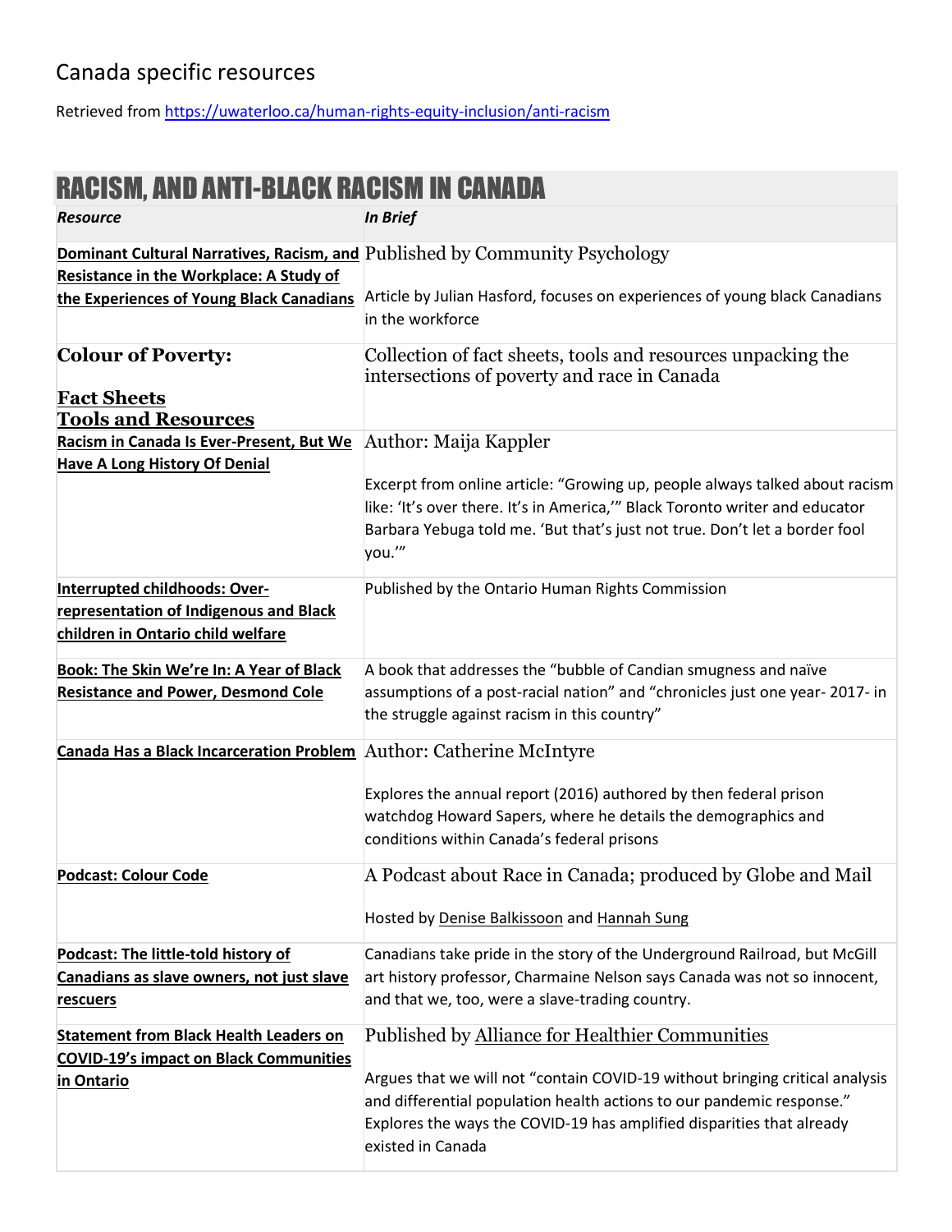# Canada specific resources

Retrieved from https://uwaterloo.ca/human-rights-equity-inclusion/anti-racism

## RACISM, AND ANTI-BLACK RACISM IN CANADA

| *Resource* | *In Brief* |
|---|---|
| **Dominant Cultural Narratives, Racism, and Resistance in the Workplace: A Study of the Experiences of Young Black Canadians** | Published by Community Psychology<br><br>Article by Julian Hasford, focuses on experiences of young black Canadians in the workforce |
| **Colour of Poverty:**<br><br>**Fact Sheets**<br>**Tools and Resources** | Collection of fact sheets, tools and resources unpacking the intersections of poverty and race in Canada |
| **Racism in Canada Is Ever-Present, But We Have A Long History Of Denial** | Author: Maija Kappler<br><br>Excerpt from online article: "Growing up, people always talked about racism like: 'It's over there. It's in America,'" Black Toronto writer and educator Barbara Yebuga told me. 'But that's just not true. Don't let a border fool you.'" |
| **Interrupted childhoods: Over-representation of Indigenous and Black children in Ontario child welfare** | Published by the Ontario Human Rights Commission |
| **Book: The Skin We're In: A Year of Black Resistance and Power, Desmond Cole** | A book that addresses the "bubble of Candian smugness and naïve assumptions of a post-racial nation" and "chronicles just one year- 2017- in the struggle against racism in this country" |
| **Canada Has a Black Incarceration Problem** | Author: Catherine McIntyre<br><br>Explores the annual report (2016) authored by then federal prison watchdog Howard Sapers, where he details the demographics and conditions within Canada's federal prisons |
| **Podcast: Colour Code** | A Podcast about Race in Canada; produced by Globe and Mail<br><br>Hosted by Denise Balkissoon and Hannah Sung |
| **Podcast: The little-told history of Canadians as slave owners, not just slave rescuers** | Canadians take pride in the story of the Underground Railroad, but McGill art history professor, Charmaine Nelson says Canada was not so innocent, and that we, too, were a slave-trading country. |
| **Statement from Black Health Leaders on COVID-19's impact on Black Communities in Ontario** | Published by Alliance for Healthier Communities<br><br>Argues that we will not "contain COVID-19 without bringing critical analysis and differential population health actions to our pandemic response." Explores the ways the COVID-19 has amplified disparities that already existed in Canada |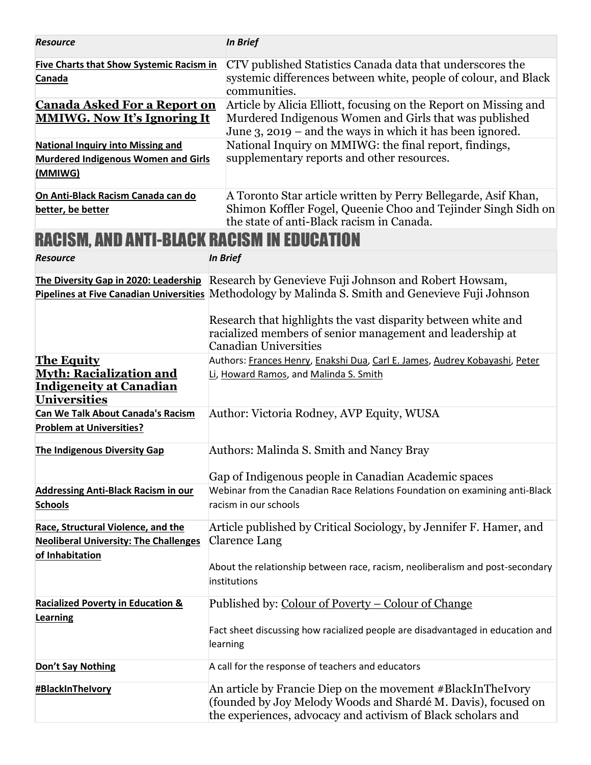| *Resource* | *In Brief* |
| --- | --- |
| **Five Charts that Show Systemic Racism in Canada** | CTV published Statistics Canada data that underscores the systemic differences between white, people of colour, and Black communities. |
| **Canada Asked For a Report on MMIWG. Now It's Ignoring It** | Article by Alicia Elliott, focusing on the Report on Missing and Murdered Indigenous Women and Girls that was published June 3, 2019 – and the ways in which it has been ignored. |
| **National Inquiry into Missing and Murdered Indigenous Women and Girls (MMIWG)** | National Inquiry on MMIWG: the final report, findings, supplementary reports and other resources. |
| **On Anti-Black Racism Canada can do better, be better** | A Toronto Star article written by Perry Bellegarde, Asif Khan, Shimon Koffler Fogel, Queenie Choo and Tejinder Singh Sidh on the state of anti-Black racism in Canada. |

## RACISM, AND ANTI-BLACK RACISM IN EDUCATION

| *Resource* | *In Brief* |
| --- | --- |
| **The Diversity Gap in 2020: Leadership Pipelines at Five Canadian Universities** | Research by Genevieve Fuji Johnson and Robert Howsam, Methodology by Malinda S. Smith and Genevieve Fuji Johnson<br><br>Research that highlights the vast disparity between white and racialized members of senior management and leadership at Canadian Universities |
| **The Equity Myth: Racialization and Indigeneity at Canadian Universities** | Authors: Frances Henry, Enakshi Dua, Carl E. James, Audrey Kobayashi, Peter Li, Howard Ramos, and Malinda S. Smith |
| **Can We Talk About Canada's Racism Problem at Universities?** | Author: Victoria Rodney, AVP Equity, WUSA |
| **The Indigenous Diversity Gap** | Authors: Malinda S. Smith and Nancy Bray<br><br>Gap of Indigenous people in Canadian Academic spaces |
| **Addressing Anti-Black Racism in our Schools** | Webinar from the Canadian Race Relations Foundation on examining anti-Black racism in our schools |
| **Race, Structural Violence, and the Neoliberal University: The Challenges of Inhabitation** | Article published by Critical Sociology, by Jennifer F. Hamer, and Clarence Lang<br><br>About the relationship between race, racism, neoliberalism and post-secondary institutions |
| **Racialized Poverty in Education & Learning** | Published by: Colour of Poverty – Colour of Change<br><br>Fact sheet discussing how racialized people are disadvantaged in education and learning |
| **Don't Say Nothing** | A call for the response of teachers and educators |
| **#BlackInTheIvory** | An article by Francie Diep on the movement #BlackInTheIvory (founded by Joy Melody Woods and Shardé M. Davis), focused on the experiences, advocacy and activism of Black scholars and |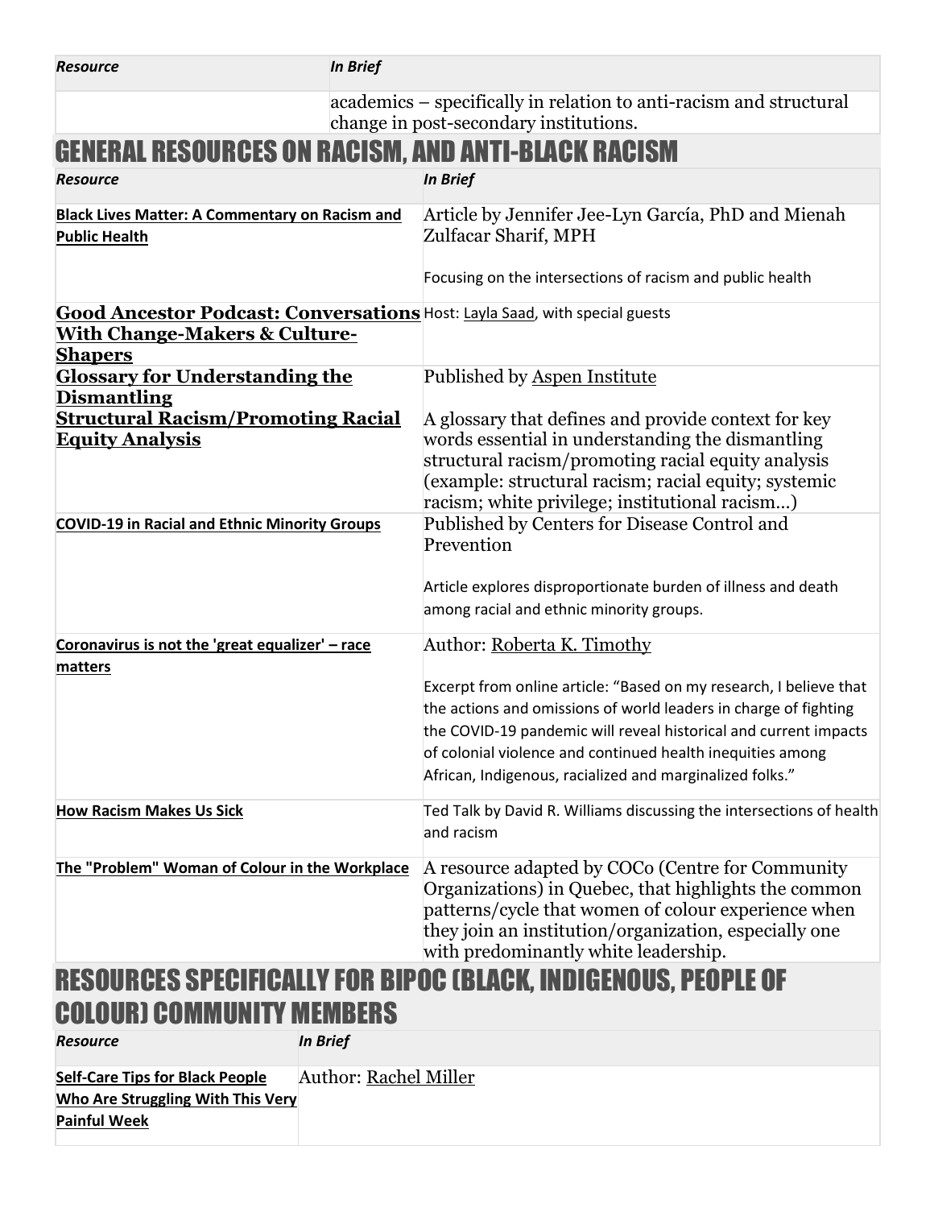| Resource | In Brief |
|---|---|
| | academics – specifically in relation to anti-racism and structural change in post-secondary institutions. |

## GENERAL RESOURCES ON RACISM, AND ANTI-BLACK RACISM

| Resource | In Brief |
|---|---|
| **Black Lives Matter: A Commentary on Racism and Public Health** | Article by Jennifer Jee-Lyn García, PhD and Mienah Zulfacar Sharif, MPH<br><br>Focusing on the intersections of racism and public health |
| **Good Ancestor Podcast: Conversations With Change-Makers & Culture-Shapers** | Host: Layla Saad, with special guests |
| **Glossary for Understanding the Dismantling Structural Racism/Promoting Racial Equity Analysis** | Published by Aspen Institute<br><br>A glossary that defines and provide context for key words essential in understanding the dismantling structural racism/promoting racial equity analysis (example: structural racism; racial equity; systemic racism; white privilege; institutional racism…) |
| **COVID-19 in Racial and Ethnic Minority Groups** | Published by Centers for Disease Control and Prevention<br><br>Article explores disproportionate burden of illness and death among racial and ethnic minority groups. |
| **Coronavirus is not the 'great equalizer' – race matters** | Author: Roberta K. Timothy<br><br>Excerpt from online article: "Based on my research, I believe that the actions and omissions of world leaders in charge of fighting the COVID-19 pandemic will reveal historical and current impacts of colonial violence and continued health inequities among African, Indigenous, racialized and marginalized folks." |
| **How Racism Makes Us Sick** | Ted Talk by David R. Williams discussing the intersections of health and racism |
| **The "Problem" Woman of Colour in the Workplace** | A resource adapted by COCo (Centre for Community Organizations) in Quebec, that highlights the common patterns/cycle that women of colour experience when they join an institution/organization, especially one with predominantly white leadership. |

## RESOURCES SPECIFICALLY FOR BIPOC (BLACK, INDIGENOUS, PEOPLE OF COLOUR) COMMUNITY MEMBERS

| Resource | In Brief |
|---|---|
| **Self-Care Tips for Black People Who Are Struggling With This Very Painful Week** | Author: Rachel Miller |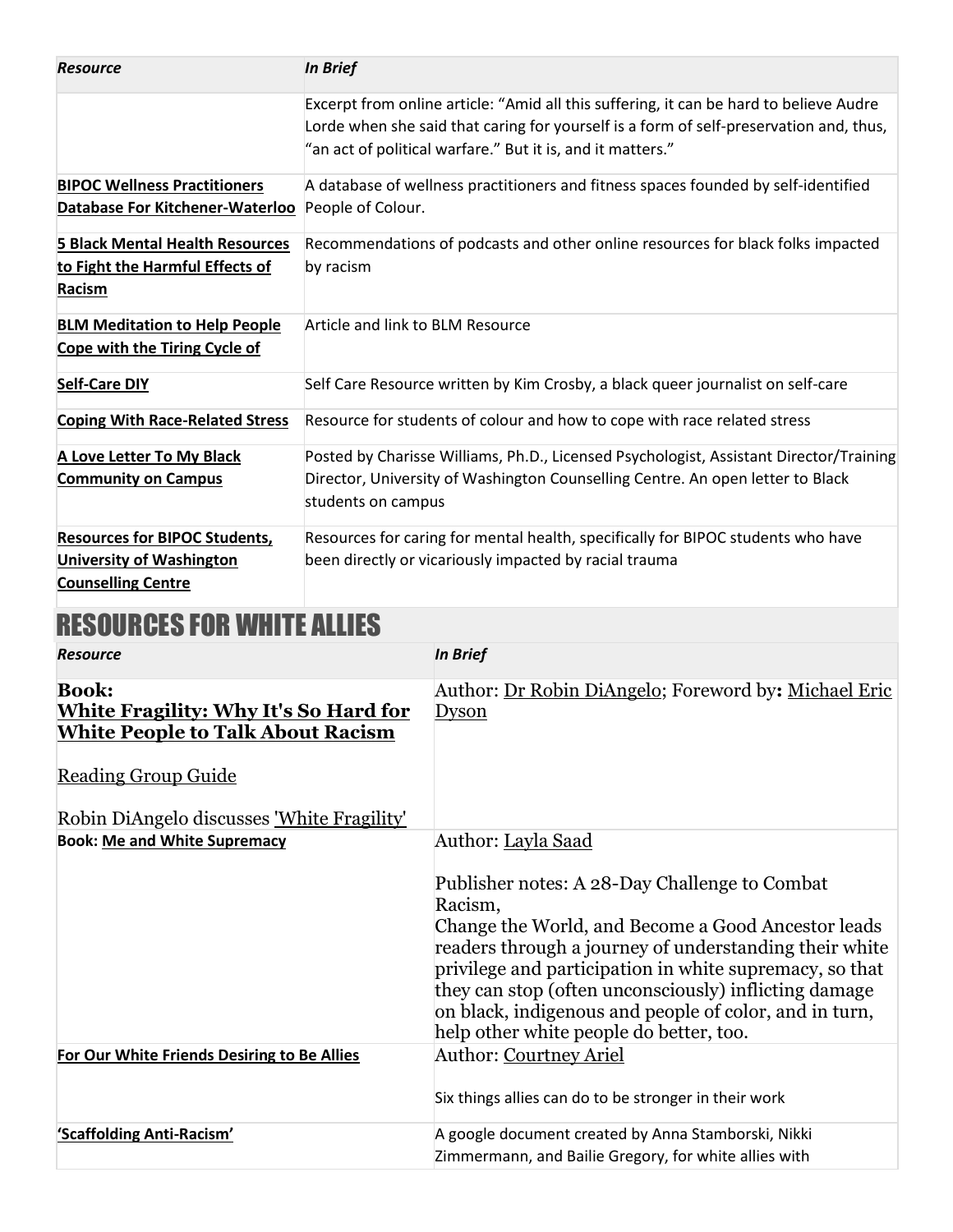| *Resource* | *In Brief* |
| --- | --- |
| | Excerpt from online article: "Amid all this suffering, it can be hard to believe Audre Lorde when she said that caring for yourself is a form of self-preservation and, thus, "an act of political warfare." But it is, and it matters." |
| **BIPOC Wellness Practitioners Database For Kitchener-Waterloo** | A database of wellness practitioners and fitness spaces founded by self-identified People of Colour. |
| **5 Black Mental Health Resources to Fight the Harmful Effects of Racism** | Recommendations of podcasts and other online resources for black folks impacted by racism |
| **BLM Meditation to Help People Cope with the Tiring Cycle of** | Article and link to BLM Resource |
| **Self-Care DIY** | Self Care Resource written by Kim Crosby, a black queer journalist on self-care |
| **Coping With Race-Related Stress** | Resource for students of colour and how to cope with race related stress |
| **A Love Letter To My Black Community on Campus** | Posted by Charisse Williams, Ph.D., Licensed Psychologist, Assistant Director/Training Director, University of Washington Counselling Centre. An open letter to Black students on campus |
| **Resources for BIPOC Students, University of Washington Counselling Centre** | Resources for caring for mental health, specifically for BIPOC students who have been directly or vicariously impacted by racial trauma |

# RESOURCES FOR WHITE ALLIES

| *Resource* | *In Brief* |
| --- | --- |
| **Book: White Fragility: Why It's So Hard for White People to Talk About Racism**<br><br>Reading Group Guide<br><br>Robin DiAngelo discusses 'White Fragility' | Author: Dr Robin DiAngelo; Foreword by**:** Michael Eric Dyson |
| **Book: Me and White Supremacy** | Author: Layla Saad<br><br>Publisher notes: A 28-Day Challenge to Combat Racism,<br>Change the World, and Become a Good Ancestor leads readers through a journey of understanding their white privilege and participation in white supremacy, so that they can stop (often unconsciously) inflicting damage on black, indigenous and people of color, and in turn, help other white people do better, too. |
| **For Our White Friends Desiring to Be Allies** | Author: Courtney Ariel<br><br>Six things allies can do to be stronger in their work |
| **'Scaffolding Anti-Racism'** | A google document created by Anna Stamborski, Nikki Zimmermann, and Bailie Gregory, for white allies with |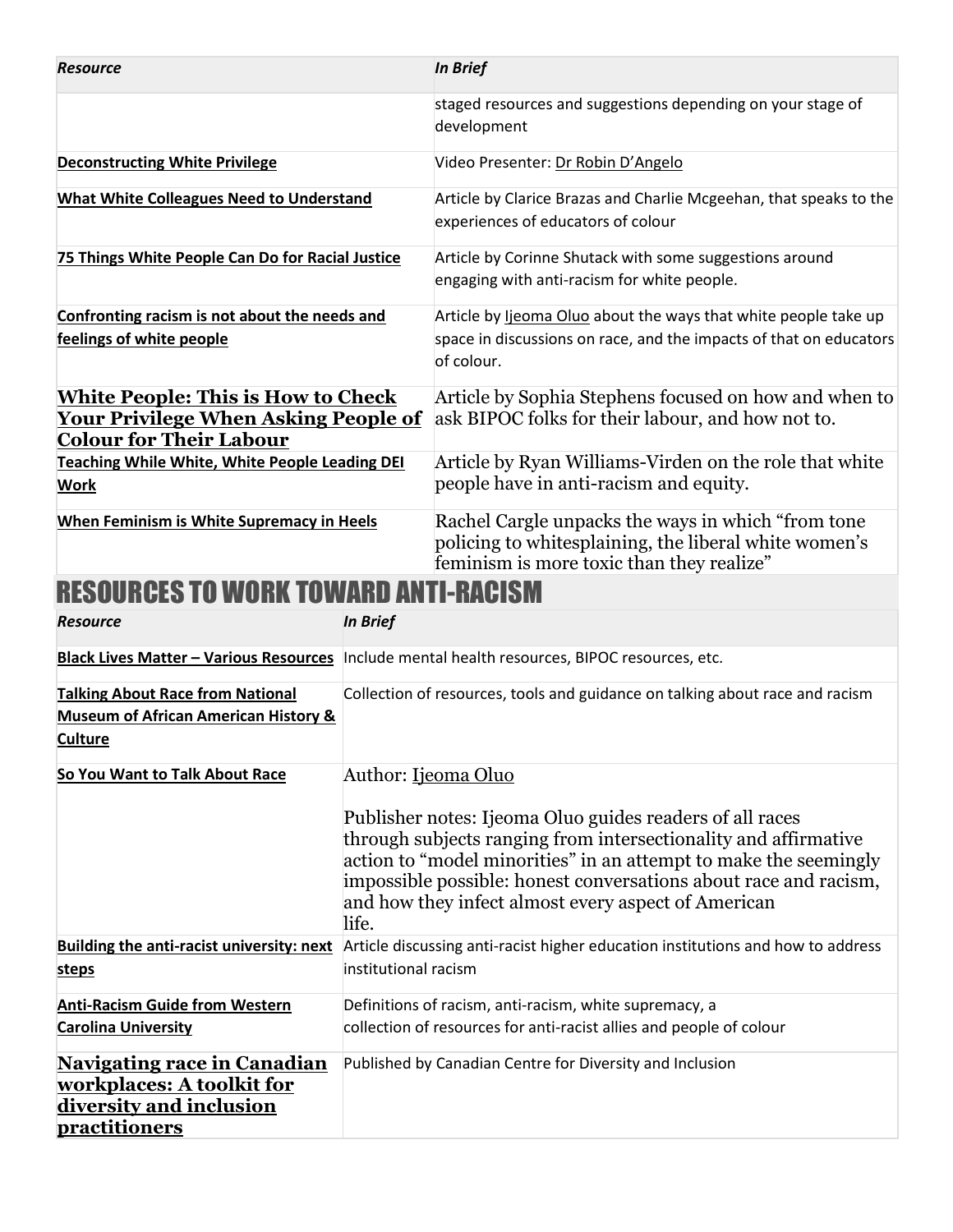| *Resource* | *In Brief* |
|---|---|
| | staged resources and suggestions depending on your stage of development |
| **Deconstructing White Privilege** | Video Presenter: Dr Robin D'Angelo |
| **What White Colleagues Need to Understand** | Article by Clarice Brazas and Charlie Mcgeehan, that speaks to the experiences of educators of colour |
| **75 Things White People Can Do for Racial Justice** | Article by Corinne Shutack with some suggestions around engaging with anti-racism for white people. |
| **Confronting racism is not about the needs and feelings of white people** | Article by Ijeoma Oluo about the ways that white people take up space in discussions on race, and the impacts of that on educators of colour. |
| **White People: This is How to Check Your Privilege When Asking People of Colour for Their Labour** | Article by Sophia Stephens focused on how and when to ask BIPOC folks for their labour, and how not to. |
| **Teaching While White, White People Leading DEI Work** | Article by Ryan Williams-Virden on the role that white people have in anti-racism and equity. |
| **When Feminism is White Supremacy in Heels** | Rachel Cargle unpacks the ways in which "from tone policing to whitesplaining, the liberal white women's feminism is more toxic than they realize" |

# RESOURCES TO WORK TOWARD ANTI-RACISM

| *Resource* | *In Brief* |
|---|---|
| **Black Lives Matter – Various Resources** | Include mental health resources, BIPOC resources, etc. |
| **Talking About Race from National Museum of African American History & Culture** | Collection of resources, tools and guidance on talking about race and racism |
| **So You Want to Talk About Race** | Author: Ijeoma Oluo<br><br>Publisher notes: Ijeoma Oluo guides readers of all races through subjects ranging from intersectionality and affirmative action to "model minorities" in an attempt to make the seemingly impossible possible: honest conversations about race and racism, and how they infect almost every aspect of American life. |
| **Building the anti-racist university: next steps** | Article discussing anti-racist higher education institutions and how to address institutional racism |
| **Anti-Racism Guide from Western Carolina University** | Definitions of racism, anti-racism, white supremacy, a collection of resources for anti-racist allies and people of colour |
| **Navigating race in Canadian workplaces: A toolkit for diversity and inclusion practitioners** | Published by Canadian Centre for Diversity and Inclusion |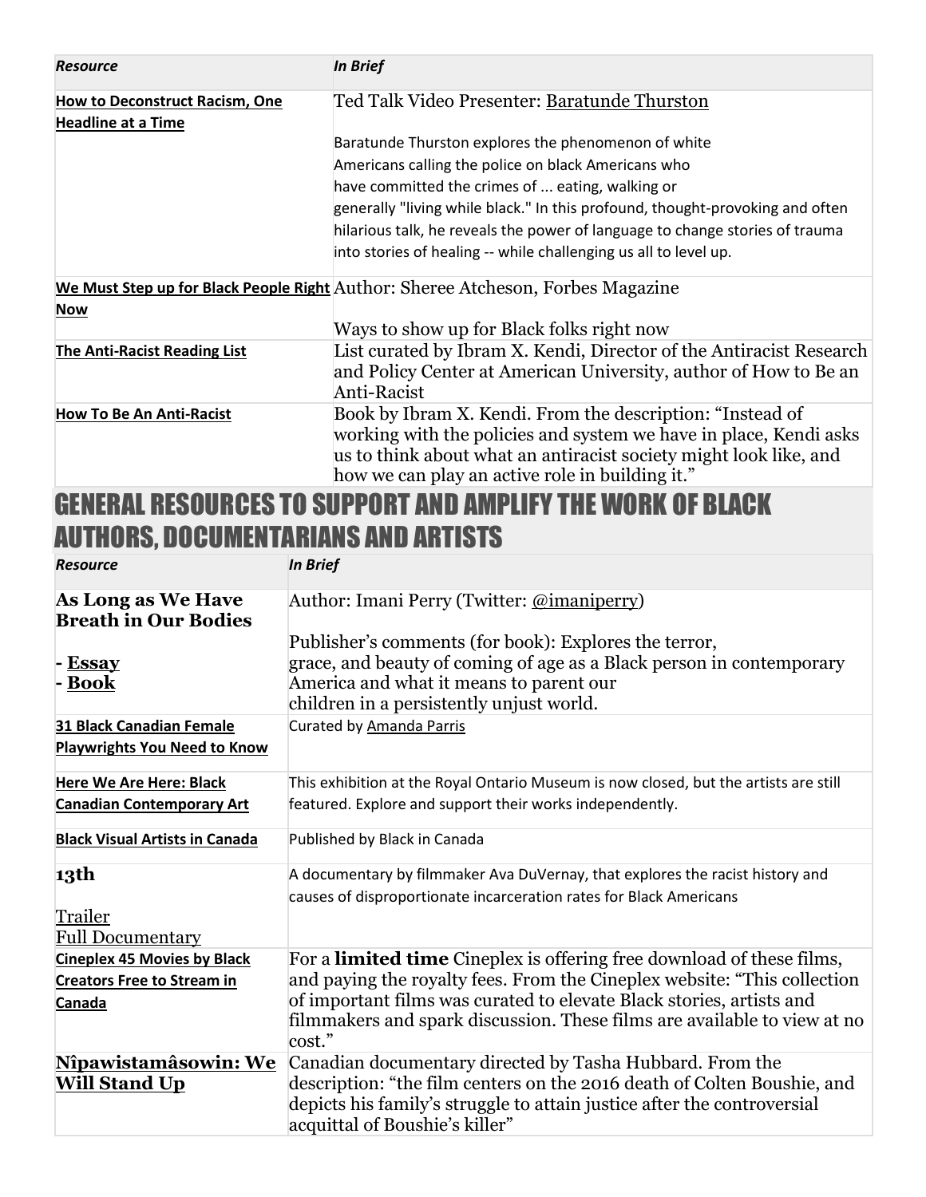| *Resource* | *In Brief* |
| --- | --- |
| **How to Deconstruct Racism, One Headline at a Time** | Ted Talk Video Presenter: Baratunde Thurston<br><br>Baratunde Thurston explores the phenomenon of white Americans calling the police on black Americans who have committed the crimes of ... eating, walking or generally "living while black." In this profound, thought-provoking and often hilarious talk, he reveals the power of language to change stories of trauma into stories of healing -- while challenging us all to level up. |
| **We Must Step up for Black People Right Now** | Author: Sheree Atcheson, Forbes Magazine<br><br>Ways to show up for Black folks right now |
| **The Anti-Racist Reading List** | List curated by Ibram X. Kendi, Director of the Antiracist Research and Policy Center at American University, author of How to Be an Anti-Racist |
| **How To Be An Anti-Racist** | Book by Ibram X. Kendi. From the description: "Instead of working with the policies and system we have in place, Kendi asks us to think about what an antiracist society might look like, and how we can play an active role in building it." |

# GENERAL RESOURCES TO SUPPORT AND AMPLIFY THE WORK OF BLACK AUTHORS, DOCUMENTARIANS AND ARTISTS

| *Resource* | *In Brief* |
| --- | --- |
| **As Long as We Have Breath in Our Bodies**<br><br>**- Essay**<br>**- Book** | Author: Imani Perry (Twitter: @imaniperry)<br><br>Publisher's comments (for book): Explores the terror, grace, and beauty of coming of age as a Black person in contemporary America and what it means to parent our children in a persistently unjust world. |
| **31 Black Canadian Female Playwrights You Need to Know** | Curated by Amanda Parris |
| **Here We Are Here: Black Canadian Contemporary Art** | This exhibition at the Royal Ontario Museum is now closed, but the artists are still featured. Explore and support their works independently. |
| **Black Visual Artists in Canada** | Published by Black in Canada |
| **13th**<br><br>Trailer<br>Full Documentary | A documentary by filmmaker Ava DuVernay, that explores the racist history and causes of disproportionate incarceration rates for Black Americans |
| **Cineplex 45 Movies by Black Creators Free to Stream in Canada** | For a **limited time** Cineplex is offering free download of these films, and paying the royalty fees. From the Cineplex website: "This collection of important films was curated to elevate Black stories, artists and filmmakers and spark discussion. These films are available to view at no cost." |
| **Nîpawistamâsowin: We Will Stand Up** | Canadian documentary directed by Tasha Hubbard. From the description: "the film centers on the 2016 death of Colten Boushie, and depicts his family's struggle to attain justice after the controversial acquittal of Boushie's killer" |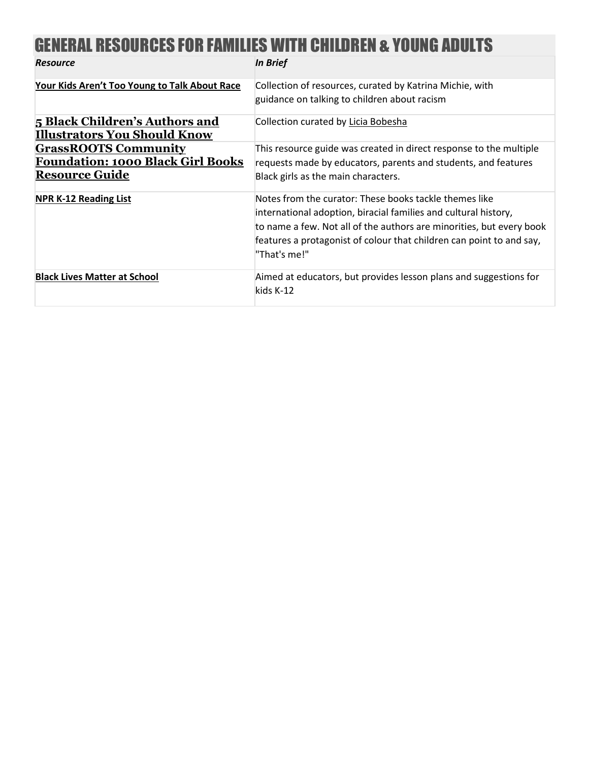# GENERAL RESOURCES FOR FAMILIES WITH CHILDREN & YOUNG ADULTS

| *Resource* | *In Brief* |
|---|---|
| **Your Kids Aren't Too Young to Talk About Race** | Collection of resources, curated by Katrina Michie, with guidance on talking to children about racism |
| **5 Black Children's Authors and Illustrators You Should Know** | Collection curated by Licia Bobesha |
| **GrassROOTS Community Foundation: 1000 Black Girl Books Resource Guide** | This resource guide was created in direct response to the multiple requests made by educators, parents and students, and features Black girls as the main characters. |
| **NPR K-12 Reading List** | Notes from the curator: These books tackle themes like international adoption, biracial families and cultural history, to name a few. Not all of the authors are minorities, but every book features a protagonist of colour that children can point to and say, "That's me!" |
| **Black Lives Matter at School** | Aimed at educators, but provides lesson plans and suggestions for kids K-12 |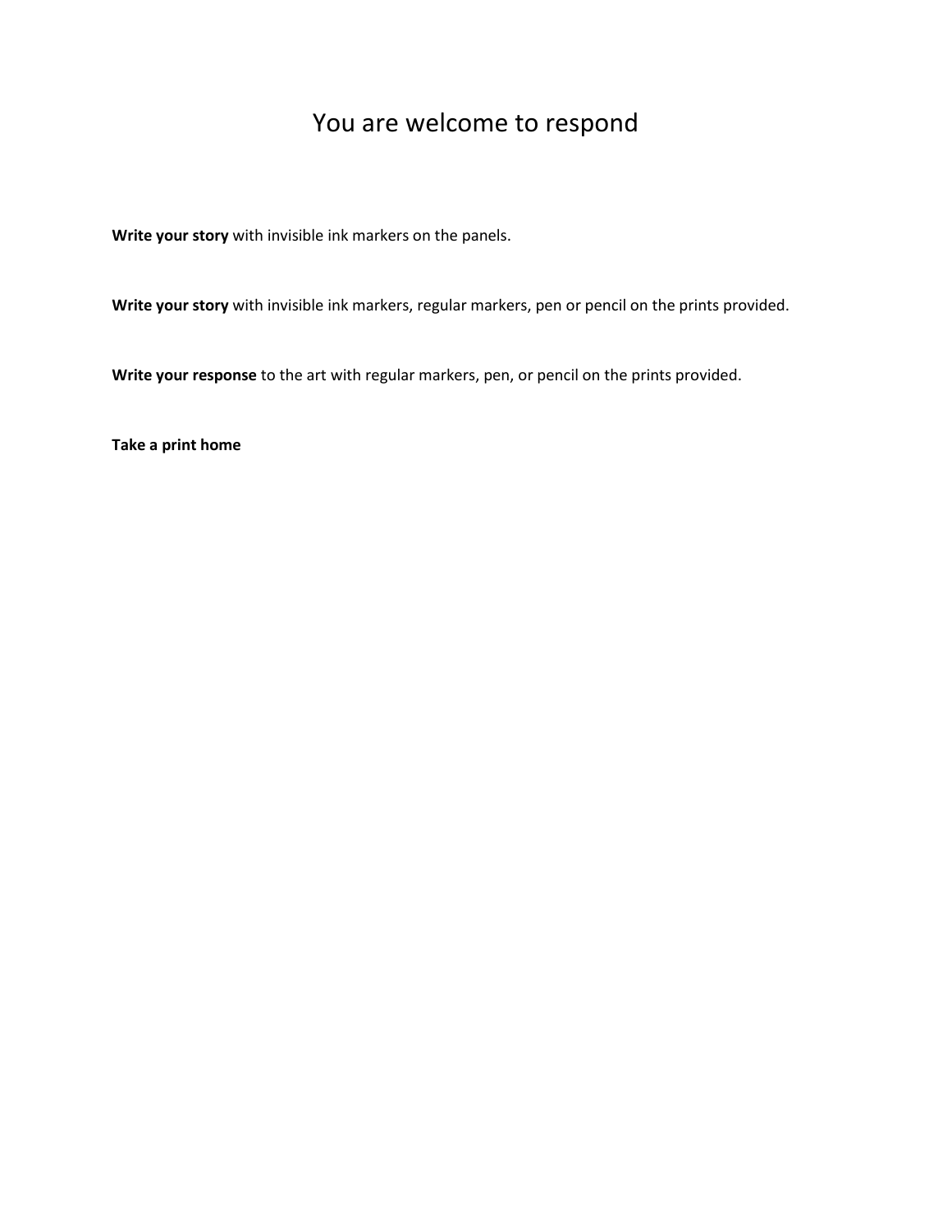# You are welcome to respond

**Write your story** with invisible ink markers on the panels.

**Write your story** with invisible ink markers, regular markers, pen or pencil on the prints provided.

**Write your response** to the art with regular markers, pen, or pencil on the prints provided.

**Take a print home**